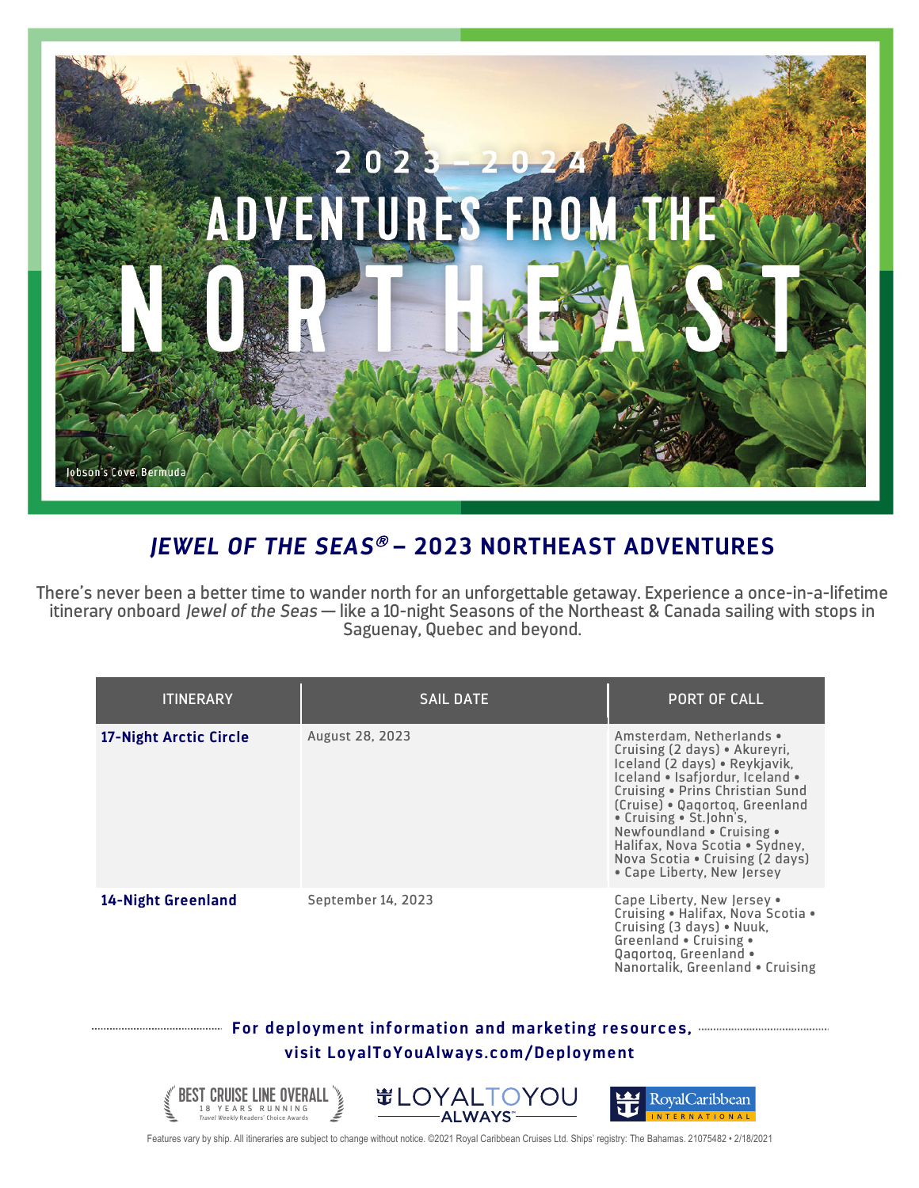# 2023 – 2024 ADVENTURES FROM THE NORTHEAST

Jobson's Cove, Bermuda

## *JEWEL OF THE SEAS®* – 2023 NORTHEAST ADVENTURES

There's never been a better time to wander north for an unforgettable getaway. Experience a once-in-a-lifetime itinerary onboard *Jewel of the Seas* — like a 10-night Seasons of the Northeast & Canada sailing with stops in Saguenay, Quebec and beyond.

| ITINERARY | SAIL DATE | PORT OF CALL |
|---|---|---|
| **17-Night Arctic Circle** | August 28, 2023 | Amsterdam, Netherlands • Cruising (2 days) • Akureyri, Iceland (2 days) • Reykjavik, Iceland • Isafjordur, Iceland • Cruising • Prins Christian Sund (Cruise) • Qaqortoq, Greenland • Cruising • St.John's, Newfoundland • Cruising • Halifax, Nova Scotia • Sydney, Nova Scotia • Cruising (2 days) • Cape Liberty, New Jersey |
| **14-Night Greenland** | September 14, 2023 | Cape Liberty, New Jersey • Cruising • Halifax, Nova Scotia • Cruising (3 days) • Nuuk, Greenland • Cruising • Qaqortoq, Greenland • Nanortalik, Greenland • Cruising |

**For deployment information and marketing resources, visit LoyalToYouAlways.com/Deployment**

BEST CRUISE LINE OVERALL — 18 YEARS RUNNING — Travel Weekly Readers' Choice Awards

LOYAL TO YOU ALWAYS℠

Royal Caribbean International

Features vary by ship. All itineraries are subject to change without notice. ©2021 Royal Caribbean Cruises Ltd. Ships' registry: The Bahamas. 21075482 • 2/18/2021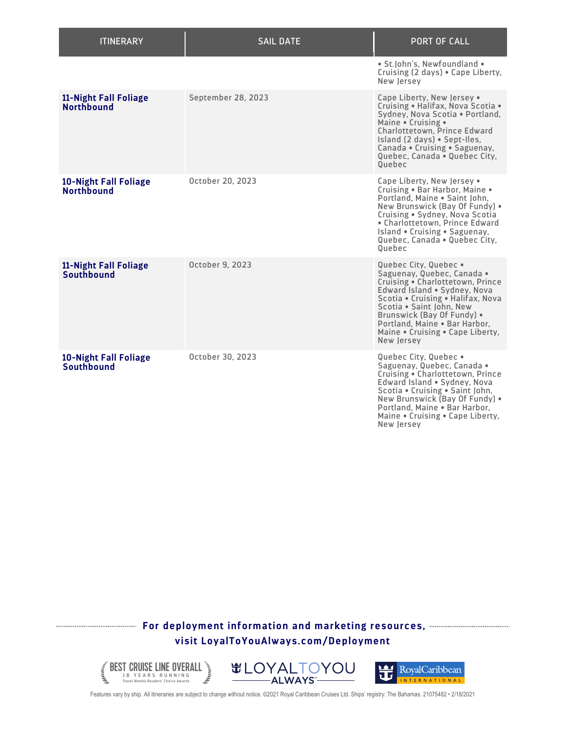| ITINERARY | SAIL DATE | PORT OF CALL |
|---|---|---|
| | | • St.John's, Newfoundland • Cruising (2 days) • Cape Liberty, New Jersey |
| **11-Night Fall Foliage Northbound** | September 28, 2023 | Cape Liberty, New Jersey • Cruising • Halifax, Nova Scotia • Sydney, Nova Scotia • Portland, Maine • Cruising • Charlottetown, Prince Edward Island (2 days) • Sept-Iles, Canada • Cruising • Saguenay, Quebec, Canada • Quebec City, Quebec |
| **10-Night Fall Foliage Northbound** | October 20, 2023 | Cape Liberty, New Jersey • Cruising • Bar Harbor, Maine • Portland, Maine • Saint John, New Brunswick (Bay Of Fundy) • Cruising • Sydney, Nova Scotia • Charlottetown, Prince Edward Island • Cruising • Saguenay, Quebec, Canada • Quebec City, Quebec |
| **11-Night Fall Foliage Southbound** | October 9, 2023 | Quebec City, Quebec • Saguenay, Quebec, Canada • Cruising • Charlottetown, Prince Edward Island • Sydney, Nova Scotia • Cruising • Halifax, Nova Scotia • Saint John, New Brunswick (Bay Of Fundy) • Portland, Maine • Bar Harbor, Maine • Cruising • Cape Liberty, New Jersey |
| **10-Night Fall Foliage Southbound** | October 30, 2023 | Quebec City, Quebec • Saguenay, Quebec, Canada • Cruising • Charlottetown, Prince Edward Island • Sydney, Nova Scotia • Cruising • Saint John, New Brunswick (Bay Of Fundy) • Portland, Maine • Bar Harbor, Maine • Cruising • Cape Liberty, New Jersey |

**For deployment information and marketing resources, visit LoyalToYouAlways.com/Deployment**

BEST CRUISE LINE OVERALL 18 YEARS RUNNING Travel Weekly Readers' Choice Awards

LOYALTOYOU ALWAYS

Royal Caribbean INTERNATIONAL

Features vary by ship. All itineraries are subject to change without notice. ©2021 Royal Caribbean Cruises Ltd. Ships' registry: The Bahamas. 21075482 • 2/18/2021